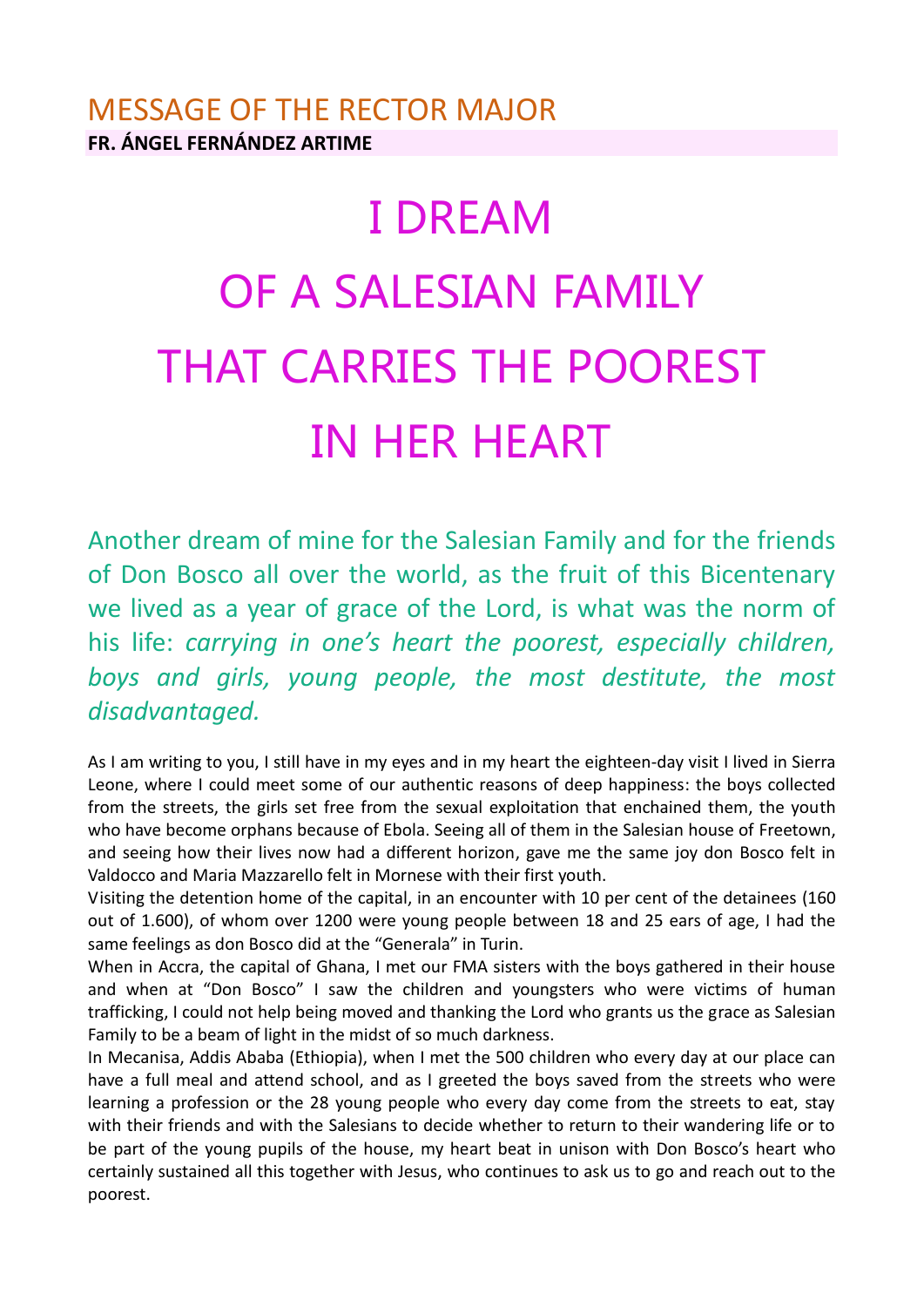# MESSAGE OF THE RECTOR MAJOR

**FR. ÁNGEL FERNÁNDEZ ARTIME**

# I DREAM OF A SALESIAN FAMILY THAT CARRIES THE POOREST IN HER HEART

Another dream of mine for the Salesian Family and for the friends of Don Bosco all over the world, as the fruit of this Bicentenary we lived as a year of grace of the Lord, is what was the norm of his life: *carrying in one's heart the poorest, especially children, boys and girls, young people, the most destitute, the most disadvantaged.*

As I am writing to you, I still have in my eyes and in my heart the eighteen-day visit I lived in Sierra Leone, where I could meet some of our authentic reasons of deep happiness: the boys collected from the streets, the girls set free from the sexual exploitation that enchained them, the youth who have become orphans because of Ebola. Seeing all of them in the Salesian house of Freetown, and seeing how their lives now had a different horizon, gave me the same joy don Bosco felt in Valdocco and Maria Mazzarello felt in Mornese with their first youth.

Visiting the detention home of the capital, in an encounter with 10 per cent of the detainees (160 out of 1.600), of whom over 1200 were young people between 18 and 25 ears of age, I had the same feelings as don Bosco did at the "Generala" in Turin.

When in Accra, the capital of Ghana, I met our FMA sisters with the boys gathered in their house and when at "Don Bosco" I saw the children and youngsters who were victims of human trafficking, I could not help being moved and thanking the Lord who grants us the grace as Salesian Family to be a beam of light in the midst of so much darkness.

In Mecanisa, Addis Ababa (Ethiopia), when I met the 500 children who every day at our place can have a full meal and attend school, and as I greeted the boys saved from the streets who were learning a profession or the 28 young people who every day come from the streets to eat, stay with their friends and with the Salesians to decide whether to return to their wandering life or to be part of the young pupils of the house, my heart beat in unison with Don Bosco's heart who certainly sustained all this together with Jesus, who continues to ask us to go and reach out to the poorest.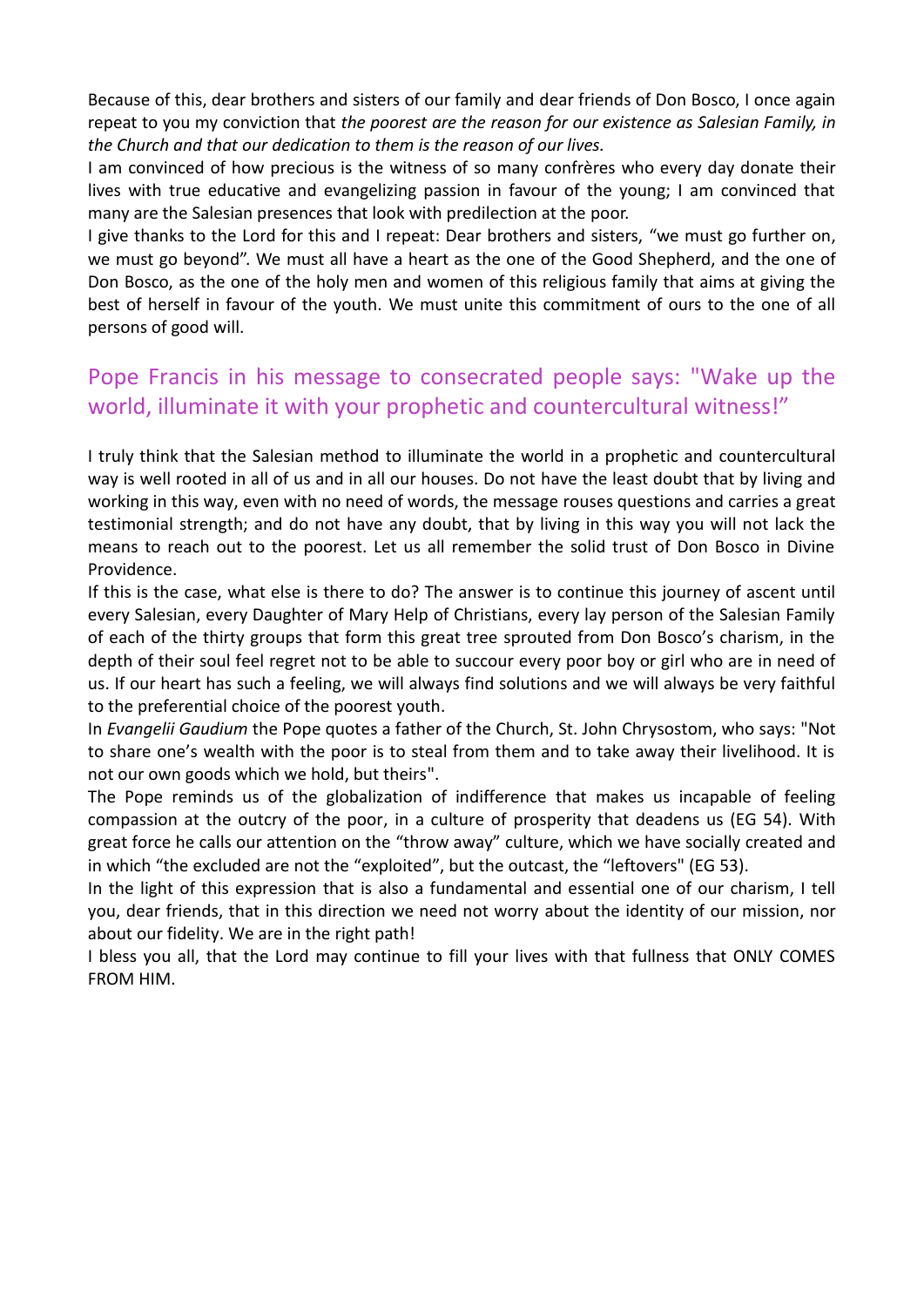Because of this, dear brothers and sisters of our family and dear friends of Don Bosco, I once again repeat to you my conviction that *the poorest are the reason for our existence as Salesian Family, in the Church and that our dedication to them is the reason of our lives.*

I am convinced of how precious is the witness of so many confrères who every day donate their lives with true educative and evangelizing passion in favour of the young; I am convinced that many are the Salesian presences that look with predilection at the poor.

I give thanks to the Lord for this and I repeat: Dear brothers and sisters, “we must go further on, we must go beyond”. We must all have a heart as the one of the Good Shepherd, and the one of Don Bosco, as the one of the holy men and women of this religious family that aims at giving the best of herself in favour of the youth. We must unite this commitment of ours to the one of all persons of good will.

## Pope Francis in his message to consecrated people says: "Wake up the world, illuminate it with your prophetic and countercultural witness!”

I truly think that the Salesian method to illuminate the world in a prophetic and countercultural way is well rooted in all of us and in all our houses. Do not have the least doubt that by living and working in this way, even with no need of words, the message rouses questions and carries a great testimonial strength; and do not have any doubt, that by living in this way you will not lack the means to reach out to the poorest. Let us all remember the solid trust of Don Bosco in Divine Providence.

If this is the case, what else is there to do? The answer is to continue this journey of ascent until every Salesian, every Daughter of Mary Help of Christians, every lay person of the Salesian Family of each of the thirty groups that form this great tree sprouted from Don Bosco’s charism, in the depth of their soul feel regret not to be able to succour every poor boy or girl who are in need of us. If our heart has such a feeling, we will always find solutions and we will always be very faithful to the preferential choice of the poorest youth.

In *Evangelii Gaudium* the Pope quotes a father of the Church, St. John Chrysostom, who says: "Not to share one’s wealth with the poor is to steal from them and to take away their livelihood. It is not our own goods which we hold, but theirs".

The Pope reminds us of the globalization of indifference that makes us incapable of feeling compassion at the outcry of the poor, in a culture of prosperity that deadens us (EG 54). With great force he calls our attention on the “throw away” culture, which we have socially created and in which “the excluded are not the “exploited”, but the outcast, the “leftovers" (EG 53).

In the light of this expression that is also a fundamental and essential one of our charism, I tell you, dear friends, that in this direction we need not worry about the identity of our mission, nor about our fidelity. We are in the right path!

I bless you all, that the Lord may continue to fill your lives with that fullness that ONLY COMES FROM HIM.